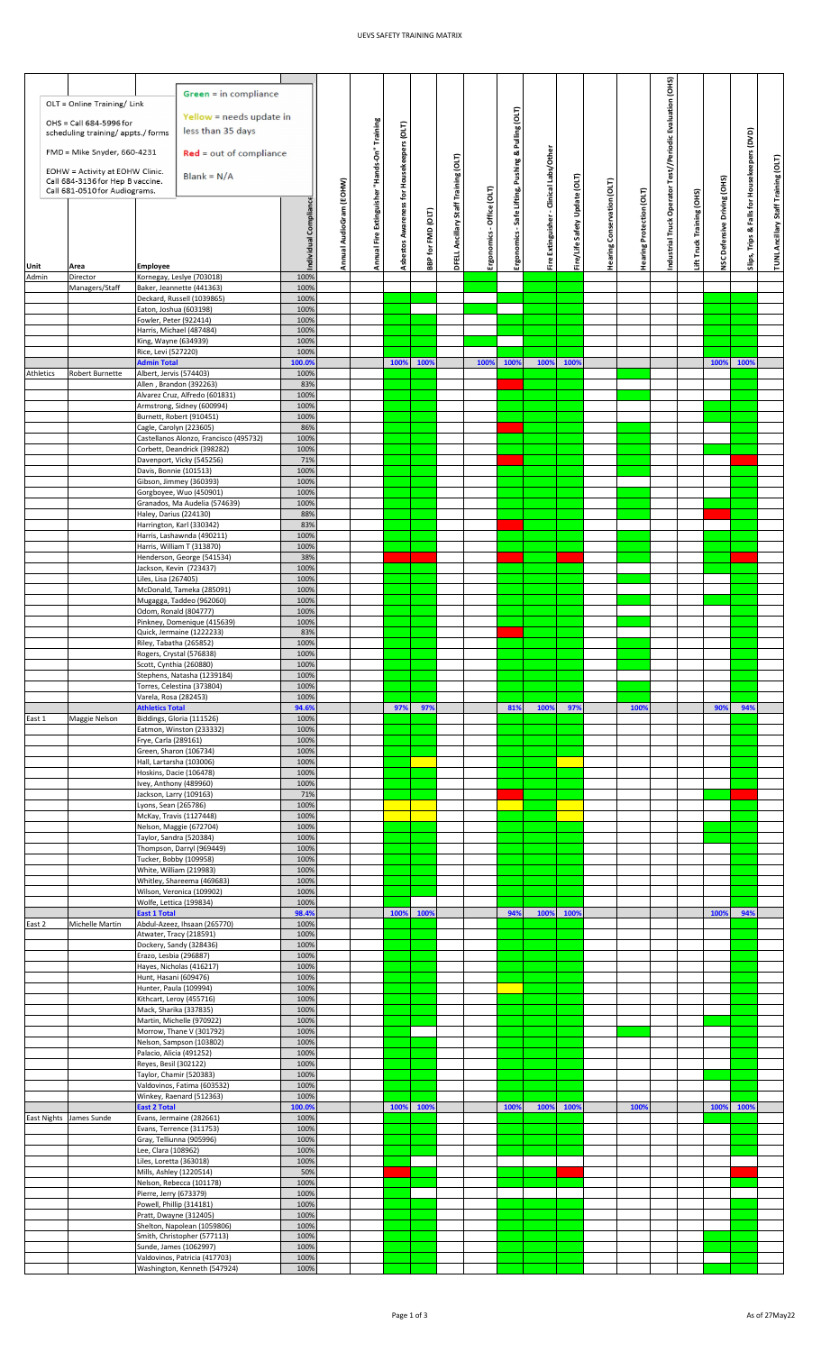# UEVS SAFETY TRAINING MATRIX

OLT = Online Training/ Link

OHS = Call 684-5996 for scheduling training/ appts./ forms

FMD = Mike Snyder, 660-4231

EOHW = Activity at EOHW Clinic. Call 684-3136 for Hep B vaccine. Call 681-0510 for Audiograms.

Green = in compliance

Yellow = needs update in less than 35 days

Red = out of compliance

Blank = N/A

| Unit | Area | Employee | Individual Compliance | Annual AudioGram (EOHW) | Annual Fire Extinguisher "Hands-On" Training | Asbestos Awareness for Housekeepers (OLT) | BBP for FMD (OLT) | DFELL Ancillary Staff Training (OLT) | Ergonomics - Office (OLT) | Ergonomics - Safe Lifting, Pushing & Pulling (OLT) | Fire Extinguisher - Clinical Labs/Other | Fire/Life Safety Update (OLT) | Hearing Conservation (OLT) | Hearing Protection (OLT) | Industrial Truck Operator Test/Periodic Evaluation (OHS) | Lift Truck Training (OHS) | NSC Defensive Driving (OHS) | Slips, Trips & Falls for Housekeepers (DVD) | TUNL Ancillary Staff Training (OLT) |
|---|---|---|---|---|---|---|---|---|---|---|---|---|---|---|---|---|---|---|---|
| Admin | Director | Kornegay, Leslye (703018) | 100% | | | | | | | | | | | | | | | | |
| | Managers/Staff | Baker, Jeannette (441363) | 100% | | | | | | | | | | | | | | | | |
| | | Deckard, Russell (1039865) | 100% | | | | | | | | | | | | | | | | |
| | | Eaton, Joshua (603198) | 100% | | | | | | | | | | | | | | | | |
| | | Fowler, Peter (922414) | 100% | | | | | | | | | | | | | | | | |
| | | Harris, Michael (487484) | 100% | | | | | | | | | | | | | | | | |
| | | King, Wayne (634939) | 100% | | | | | | | | | | | | | | | | |
| | | Rice, Levi (527220) | 100% | | | | | | | | | | | | | | | | |
| | | **Admin Total** | **100.0%** | | | **100%** | **100%** | | **100%** | **100%** | **100%** | **100%** | | | | | **100%** | **100%** | |
| Athletics | Robert Burnette | Albert, Jervis (574403) | 100% | | | | | | | | | | | | | | | | |
| | | Allen , Brandon (392263) | 83% | | | | | | | | | | | | | | | | |
| | | Alvarez Cruz, Alfredo (601831) | 100% | | | | | | | | | | | | | | | | |
| | | Armstrong, Sidney (600994) | 100% | | | | | | | | | | | | | | | | |
| | | Burnett, Robert (910451) | 100% | | | | | | | | | | | | | | | | |
| | | Cagle, Carolyn (223605) | 86% | | | | | | | | | | | | | | | | |
| | | Castellanos Alonzo, Francisco (495732) | 100% | | | | | | | | | | | | | | | | |
| | | Corbett, Deandrick (398282) | 100% | | | | | | | | | | | | | | | | |
| | | Davenport, Vicky (545256) | 71% | | | | | | | | | | | | | | | | |
| | | Davis, Bonnie (101513) | 100% | | | | | | | | | | | | | | | | |
| | | Gibson, Jimmey (360393) | 100% | | | | | | | | | | | | | | | | |
| | | Gorgboyee, Wuo (450901) | 100% | | | | | | | | | | | | | | | | |
| | | Granados, Ma Audelia (574639) | 100% | | | | | | | | | | | | | | | | |
| | | Haley, Darius (224130) | 88% | | | | | | | | | | | | | | | | |
| | | Harrington, Karl (330342) | 83% | | | | | | | | | | | | | | | | |
| | | Harris, Lashawnda (490211) | 100% | | | | | | | | | | | | | | | | |
| | | Harris, William T (313870) | 100% | | | | | | | | | | | | | | | | |
| | | Henderson, George (541534) | 38% | | | | | | | | | | | | | | | | |
| | | Jackson, Kevin (723437) | 100% | | | | | | | | | | | | | | | | |
| | | Liles, Lisa (267405) | 100% | | | | | | | | | | | | | | | | |
| | | McDonald, Tameka (285091) | 100% | | | | | | | | | | | | | | | | |
| | | Mugagga, Taddeo (962060) | 100% | | | | | | | | | | | | | | | | |
| | | Odom, Ronald (804777) | 100% | | | | | | | | | | | | | | | | |
| | | Pinkney, Domenique (415639) | 100% | | | | | | | | | | | | | | | | |
| | | Quick, Jermaine (1222233) | 83% | | | | | | | | | | | | | | | | |
| | | Riley, Tabatha (265852) | 100% | | | | | | | | | | | | | | | | |
| | | Rogers, Crystal (576838) | 100% | | | | | | | | | | | | | | | | |
| | | Scott, Cynthia (260880) | 100% | | | | | | | | | | | | | | | | |
| | | Stephens, Natasha (1239184) | 100% | | | | | | | | | | | | | | | | |
| | | Torres, Celestina (373804) | 100% | | | | | | | | | | | | | | | | |
| | | Varela, Rosa (282453) | 100% | | | | | | | | | | | | | | | | |
| | | **Athletics Total** | **94.6%** | | | **97%** | **97%** | | | **81%** | **100%** | **97%** | | **100%** | | | **90%** | **94%** | |
| East 1 | Maggie Nelson | Biddings, Gloria (111526) | 100% | | | | | | | | | | | | | | | | |
| | | Eatmon, Winston (233332) | 100% | | | | | | | | | | | | | | | | |
| | | Frye, Carla (289161) | 100% | | | | | | | | | | | | | | | | |
| | | Green, Sharon (106734) | 100% | | | | | | | | | | | | | | | | |
| | | Hall, Lartarsha (103006) | 100% | | | | | | | | | | | | | | | | |
| | | Hoskins, Dacie (106478) | 100% | | | | | | | | | | | | | | | | |
| | | Ivey, Anthony (489960) | 100% | | | | | | | | | | | | | | | | |
| | | Jackson, Larry (109163) | 71% | | | | | | | | | | | | | | | | |
| | | Lyons, Sean (265786) | 100% | | | | | | | | | | | | | | | | |
| | | McKay, Travis (1127448) | 100% | | | | | | | | | | | | | | | | |
| | | Nelson, Maggie (672704) | 100% | | | | | | | | | | | | | | | | |
| | | Taylor, Sandra (520384) | 100% | | | | | | | | | | | | | | | | |
| | | Thompson, Darryl (969449) | 100% | | | | | | | | | | | | | | | | |
| | | Tucker, Bobby (109958) | 100% | | | | | | | | | | | | | | | | |
| | | White, William (219983) | 100% | | | | | | | | | | | | | | | | |
| | | Whitley, Shareema (469683) | 100% | | | | | | | | | | | | | | | | |
| | | Wilson, Veronica (109902) | 100% | | | | | | | | | | | | | | | | |
| | | Wolfe, Lettica (199834) | 100% | | | | | | | | | | | | | | | | |
| | | **East 1 Total** | **98.4%** | | | **100%** | **100%** | | | **94%** | **100%** | **100%** | | | | | **100%** | **94%** | |
| East 2 | Michelle Martin | Abdul-Azeez, Ihsaan (265770) | 100% | | | | | | | | | | | | | | | | |
| | | Atwater, Tracy (218591) | 100% | | | | | | | | | | | | | | | | |
| | | Dockery, Sandy (328436) | 100% | | | | | | | | | | | | | | | | |
| | | Erazo, Lesbia (296887) | 100% | | | | | | | | | | | | | | | | |
| | | Hayes, Nicholas (416217) | 100% | | | | | | | | | | | | | | | | |
| | | Hunt, Hasani (609476) | 100% | | | | | | | | | | | | | | | | |
| | | Hunter, Paula (109994) | 100% | | | | | | | | | | | | | | | | |
| | | Kithcart, Leroy (455716) | 100% | | | | | | | | | | | | | | | | |
| | | Mack, Sharika (337835) | 100% | | | | | | | | | | | | | | | | |
| | | Martin, Michelle (970922) | 100% | | | | | | | | | | | | | | | | |
| | | Morrow, Thane V (301792) | 100% | | | | | | | | | | | | | | | | |
| | | Nelson, Sampson (103802) | 100% | | | | | | | | | | | | | | | | |
| | | Palacio, Alicia (491252) | 100% | | | | | | | | | | | | | | | | |
| | | Reyes, Besil (302122) | 100% | | | | | | | | | | | | | | | | |
| | | Taylor, Chamir (520383) | 100% | | | | | | | | | | | | | | | | |
| | | Valdovinos, Fatima (603532) | 100% | | | | | | | | | | | | | | | | |
| | | Winkey, Raenard (512363) | 100% | | | | | | | | | | | | | | | | |
| | | **East 2 Total** | **100.0%** | | | **100%** | **100%** | | | **100%** | **100%** | **100%** | | **100%** | | | **100%** | **100%** | |
| East Nights | James Sunde | Evans, Jermaine (282661) | 100% | | | | | | | | | | | | | | | | |
| | | Evans, Terrence (311753) | 100% | | | | | | | | | | | | | | | | |
| | | Gray, Telliunna (905996) | 100% | | | | | | | | | | | | | | | | |
| | | Lee, Clara (108962) | 100% | | | | | | | | | | | | | | | | |
| | | Liles, Loretta (363018) | 100% | | | | | | | | | | | | | | | | |
| | | Mills, Ashley (1220514) | 50% | | | | | | | | | | | | | | | | |
| | | Nelson, Rebecca (101178) | 100% | | | | | | | | | | | | | | | | |
| | | Pierre, Jerry (673379) | 100% | | | | | | | | | | | | | | | | |
| | | Powell, Phillip (314181) | 100% | | | | | | | | | | | | | | | | |
| | | Pratt, Dwayne (312405) | 100% | | | | | | | | | | | | | | | | |
| | | Shelton, Napolean (1059806) | 100% | | | | | | | | | | | | | | | | |
| | | Smith, Christopher (577113) | 100% | | | | | | | | | | | | | | | | |
| | | Sunde, James (1062997) | 100% | | | | | | | | | | | | | | | | |
| | | Valdovinos, Patricia (417703) | 100% | | | | | | | | | | | | | | | | |
| | | Washington, Kenneth (547924) | 100% | | | | | | | | | | | | | | | | |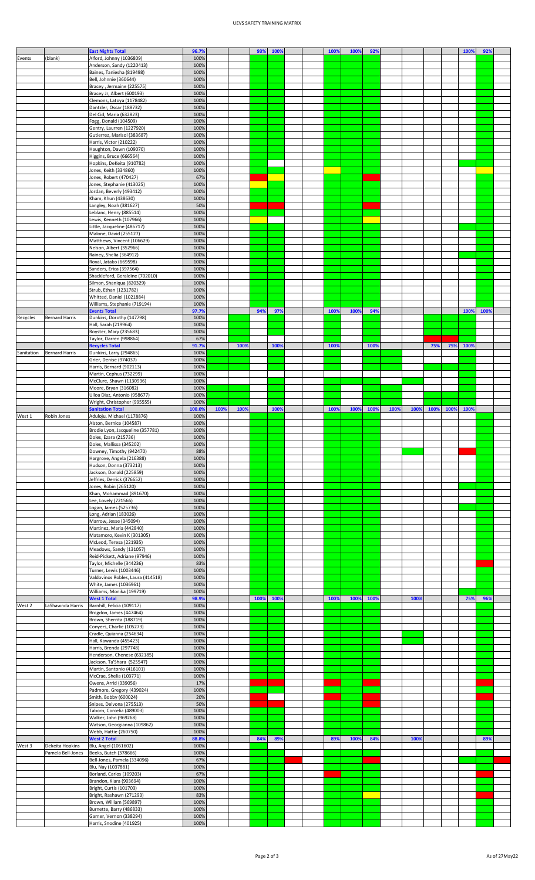| | | | | | | | | | | | | | | | | | | | |
|---|---|---|---|---|---|---|---|---|---|---|---|---|---|---|---|---|---|---|---|
| | | **East Nights Total** | 96.7% | | | 93% | 100% | | | 100% | 100% | 92% | | | | | 100% | 92% | |
| Events | (blank) | Alford, Johnny (1036809) | 100% | | | | | | | | | | | | | | | | |
| | | Anderson, Sandy (1220413) | 100% | | | | | | | | | | | | | | | | |
| | | Baines, Taniesha (819498) | 100% | | | | | | | | | | | | | | | | |
| | | Bell, Johnnie (360644) | 100% | | | | | | | | | | | | | | | | |
| | | Bracey , Jermaine (225575) | 100% | | | | | | | | | | | | | | | | |
| | | Bracey Jr, Albert (600193) | 100% | | | | | | | | | | | | | | | | |
| | | Clemons, Latoya (1178482) | 100% | | | | | | | | | | | | | | | | |
| | | Dantzler, Oscar (188732) | 100% | | | | | | | | | | | | | | | | |
| | | Del Cid, Maria (632823) | 100% | | | | | | | | | | | | | | | | |
| | | Fogg, Donald (104509) | 100% | | | | | | | | | | | | | | | | |
| | | Gentry, Laurren (1227920) | 100% | | | | | | | | | | | | | | | | |
| | | Gutierrez, Marisol (383687) | 100% | | | | | | | | | | | | | | | | |
| | | Harris, Victor (210222) | 100% | | | | | | | | | | | | | | | | |
| | | Haughton, Dawn (109070) | 100% | | | | | | | | | | | | | | | | |
| | | Higgins, Bruce (666564) | 100% | | | | | | | | | | | | | | | | |
| | | Hopkins, DeKeita (910782) | 100% | | | | | | | | | | | | | | | | |
| | | Jones, Keith (334860) | 100% | | | | | | | | | | | | | | | | |
| | | Jones, Robert (470427) | 67% | | | | | | | | | | | | | | | | |
| | | Jones, Stephanie (413025) | 100% | | | | | | | | | | | | | | | | |
| | | Jordan, Beverly (493412) | 100% | | | | | | | | | | | | | | | | |
| | | Kham, Khun (438630) | 100% | | | | | | | | | | | | | | | | |
| | | Langley, Noah (281627) | 50% | | | | | | | | | | | | | | | | |
| | | Leblanc, Henry (885514) | 100% | | | | | | | | | | | | | | | | |
| | | Lewis, Kenneth (107966) | 100% | | | | | | | | | | | | | | | | |
| | | Little, Jacqueline (486717) | 100% | | | | | | | | | | | | | | | | |
| | | Malone, David (255127) | 100% | | | | | | | | | | | | | | | | |
| | | Matthews, Vincent (106629) | 100% | | | | | | | | | | | | | | | | |
| | | Nelson, Albert (352966) | 100% | | | | | | | | | | | | | | | | |
| | | Rainey, Shelia (364912) | 100% | | | | | | | | | | | | | | | | |
| | | Royal, Jatako (669598) | 100% | | | | | | | | | | | | | | | | |
| | | Sanders, Erica (397564) | 100% | | | | | | | | | | | | | | | | |
| | | Shackleford, Geraldine (702010) | 100% | | | | | | | | | | | | | | | | |
| | | Silmon, Shaniqua (820329) | 100% | | | | | | | | | | | | | | | | |
| | | Strub, Ethan (1231782) | 100% | | | | | | | | | | | | | | | | |
| | | Whitted, Daniel (1021884) | 100% | | | | | | | | | | | | | | | | |
| | | Williams, Stephanie (719194) | 100% | | | | | | | | | | | | | | | | |
| | | **Events Total** | 97.7% | | | 94% | 97% | | | 100% | 100% | 94% | | | | | 100% | 100% | |
| Recycles | Bernard Harris | Dunkins, Dorothy (147798) | 100% | | | | | | | | | | | | | | | | |
| | | Hall, Sarah (219964) | 100% | | | | | | | | | | | | | | | | |
| | | Royster, Mary (235683) | 100% | | | | | | | | | | | | | | | | |
| | | Taylor, Darren (998864) | 67% | | | | | | | | | | | | | | | | |
| | | **Recycles Total** | 91.7% | | 100% | | 100% | | | 100% | | 100% | | | 75% | 75% | 100% | | |
| Sanitation | Bernard Harris | Dunkins, Larry (294865) | 100% | | | | | | | | | | | | | | | | |
| | | Grier, Denise (974037) | 100% | | | | | | | | | | | | | | | | |
| | | Harris, Bernard (902113) | 100% | | | | | | | | | | | | | | | | |
| | | Martin, Cephus (732299) | 100% | | | | | | | | | | | | | | | | |
| | | McClure, Shawn (1130936) | 100% | | | | | | | | | | | | | | | | |
| | | Moore, Bryan (316082) | 100% | | | | | | | | | | | | | | | | |
| | | Ulloa Diaz, Antonio (958677) | 100% | | | | | | | | | | | | | | | | |
| | | Wright, Christopher (995555) | 100% | | | | | | | | | | | | | | | | |
| | | **Sanitation Total** | 100.0% | 100% | 100% | | 100% | | | 100% | 100% | 100% | 100% | 100% | 100% | 100% | 100% | | |
| West 1 | Robin Jones | Aduloju, Michael (1178876) | 100% | | | | | | | | | | | | | | | | |
| | | Alston, Bernice (104587) | 100% | | | | | | | | | | | | | | | | |
| | | Brodie Lyon, Jacqueline (357781) | 100% | | | | | | | | | | | | | | | | |
| | | Doles, Ezara (215736) | 100% | | | | | | | | | | | | | | | | |
| | | Doles, Mallissa (345202) | 100% | | | | | | | | | | | | | | | | |
| | | Downey, Timothy (942470) | 88% | | | | | | | | | | | | | | | | |
| | | Hargrove, Angela (216388) | 100% | | | | | | | | | | | | | | | | |
| | | Hudson, Donna (373213) | 100% | | | | | | | | | | | | | | | | |
| | | Jackson, Donald (225859) | 100% | | | | | | | | | | | | | | | | |
| | | Jeffries, Derrick (376652) | 100% | | | | | | | | | | | | | | | | |
| | | Jones, Robin (265120) | 100% | | | | | | | | | | | | | | | | |
| | | Khan, Mohammad (891670) | 100% | | | | | | | | | | | | | | | | |
| | | Lee, Lovely (721566) | 100% | | | | | | | | | | | | | | | | |
| | | Logan, James (525736) | 100% | | | | | | | | | | | | | | | | |
| | | Long, Adrian (183026) | 100% | | | | | | | | | | | | | | | | |
| | | Marrow, Jesse (345094) | 100% | | | | | | | | | | | | | | | | |
| | | Martinez, Maria (442840) | 100% | | | | | | | | | | | | | | | | |
| | | Matamoro, Kevin K (301305) | 100% | | | | | | | | | | | | | | | | |
| | | McLeod, Teresa (221935) | 100% | | | | | | | | | | | | | | | | |
| | | Meadows, Sandy (131057) | 100% | | | | | | | | | | | | | | | | |
| | | Reid-Pickett, Adriane (97946) | 100% | | | | | | | | | | | | | | | | |
| | | Taylor, Michelle (344236) | 83% | | | | | | | | | | | | | | | | |
| | | Turner, Lewis (1003446) | 100% | | | | | | | | | | | | | | | | |
| | | Valdovinos Robles, Laura (414518) | 100% | | | | | | | | | | | | | | | | |
| | | White, James (1036961) | 100% | | | | | | | | | | | | | | | | |
| | | Williams, Monika (199719) | 100% | | | | | | | | | | | | | | | | |
| | | **West 1 Total** | 98.9% | | | 100% | 100% | | | 100% | 100% | 100% | | 100% | | | 75% | 96% | |
| West 2 | LaShawnda Harris | Barnhill, Felicia (109117) | 100% | | | | | | | | | | | | | | | | |
| | | Brogdon, James (447464) | 100% | | | | | | | | | | | | | | | | |
| | | Brown, Sherrita (188719) | 100% | | | | | | | | | | | | | | | | |
| | | Conyers, Charlie (105273) | 100% | | | | | | | | | | | | | | | | |
| | | Cradle, Quianna (254634) | 100% | | | | | | | | | | | | | | | | |
| | | Hall, Kawanda (455423) | 100% | | | | | | | | | | | | | | | | |
| | | Harris, Brenda (297748) | 100% | | | | | | | | | | | | | | | | |
| | | Henderson, Chenese (632185) | 100% | | | | | | | | | | | | | | | | |
| | | Jackson, Ta'Shara (525547) | 100% | | | | | | | | | | | | | | | | |
| | | Martin, Santonio (416101) | 100% | | | | | | | | | | | | | | | | |
| | | McCrae, Shelia (103771) | 100% | | | | | | | | | | | | | | | | |
| | | Owens, Arrid (339056) | 17% | | | | | | | | | | | | | | | | |
| | | Padmore, Gregory (439024) | 100% | | | | | | | | | | | | | | | | |
| | | Smith, Bobby (600024) | 20% | | | | | | | | | | | | | | | | |
| | | Snipes, Delvona (275513) | 50% | | | | | | | | | | | | | | | | |
| | | Taborn, Corcelia (489003) | 100% | | | | | | | | | | | | | | | | |
| | | Walker, John (969268) | 100% | | | | | | | | | | | | | | | | |
| | | Watson, Georgianna (109862) | 100% | | | | | | | | | | | | | | | | |
| | | Webb, Hattie (260750) | 100% | | | | | | | | | | | | | | | | |
| | | **West 2 Total** | 88.8% | | | 84% | 89% | | | 89% | 100% | 84% | | 100% | | | | 89% | |
| West 3 | Dekeita Hopkins | Blu, Angel (1061602) | 100% | | | | | | | | | | | | | | | | |
| | Pamela Bell-Jones | Beeks, Butch (378666) | 100% | | | | | | | | | | | | | | | | |
| | | Bell-Jones, Pamela (334096) | 67% | | | | | | | | | | | | | | | | |
| | | Blu, Nay (1037881) | 100% | | | | | | | | | | | | | | | | |
| | | Borland, Carlos (109203) | 67% | | | | | | | | | | | | | | | | |
| | | Brandon, Kiara (903694) | 100% | | | | | | | | | | | | | | | | |
| | | Bright, Curtis (101703) | 100% | | | | | | | | | | | | | | | | |
| | | Bright, Rashawn (271293) | 83% | | | | | | | | | | | | | | | | |
| | | Brown, William (569897) | 100% | | | | | | | | | | | | | | | | |
| | | Burnette, Barry (486833) | 100% | | | | | | | | | | | | | | | | |
| | | Garner, Vernon (338294) | 100% | | | | | | | | | | | | | | | | |
| | | Harris, Snodine (401925) | 100% | | | | | | | | | | | | | | | | |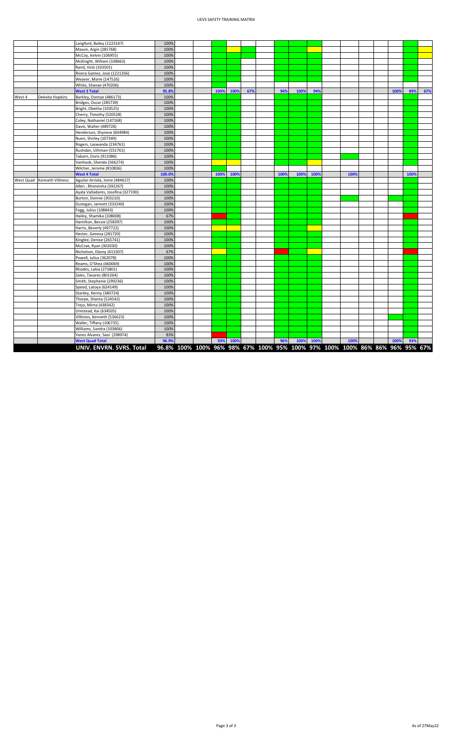| | | | | | | | | | | | | | | | | | | | |
|---|---|---|---|---|---|---|---|---|---|---|---|---|---|---|---|---|---|---|---|
| | | Langford, Bailey (1223147) | 100% | | | | | | | | | | | | | | | | |
| | | Mason, Argin (281768) | 100% | | | | | | | | | | | | | | | | |
| | | McCoy, Kelvin (106955) | 100% | | | | | | | | | | | | | | | | |
| | | McKnight, William (108663) | 100% | | | | | | | | | | | | | | | | |
| | | Rand, Vicki (103501) | 100% | | | | | | | | | | | | | | | | |
| | | Rivera Gamez, Jose (1221356) | 100% | | | | | | | | | | | | | | | | |
| | | Weaver, Marie (147526) | 100% | | | | | | | | | | | | | | | | |
| | | White, Shanae (470206) | 100% | | | | | | | | | | | | | | | | |
| | | **West 3 Total** | **95.8%** | | | **100%** | **100%** | **67%** | | **94%** | **100%** | **94%** | | | | | **100%** | **89%** | **67%** |
| West 4 | Dekeita Hopkins | Barkley, Dontae (486173) | 100% | | | | | | | | | | | | | | | | |
| | | Bridges, Oscar (285739) | 100% | | | | | | | | | | | | | | | | |
| | | Bright, Obetha (103525) | 100% | | | | | | | | | | | | | | | | |
| | | Cherry, Timothy (520528) | 100% | | | | | | | | | | | | | | | | |
| | | Coley, Nathaniel (147168) | 100% | | | | | | | | | | | | | | | | |
| | | Davis, Walter (489726) | 100% | | | | | | | | | | | | | | | | |
| | | Henderson, Shynese (604984) | 100% | | | | | | | | | | | | | | | | |
| | | Nunn, Shirley (107349) | 100% | | | | | | | | | | | | | | | | |
| | | Rogers, Laswanda (234761) | 100% | | | | | | | | | | | | | | | | |
| | | Rushdan, Uthman (551761) | 100% | | | | | | | | | | | | | | | | |
| | | Taborn, Doris (913386) | 100% | | | | | | | | | | | | | | | | |
| | | Vanhook, Shonda (566274) | 100% | | | | | | | | | | | | | | | | |
| | | Wilcher, Jerome (810836) | 100% | | | | | | | | | | | | | | | | |
| | | **West 4 Total** | **100.0%** | | | **100%** | **100%** | | | **100%** | **100%** | **100%** | | **100%** | | | | **100%** | |
| West Quad | Kenneth Villiness | Aguilar-Arriola, Irene (484617) | 100% | | | | | | | | | | | | | | | | |
| | | Allen , Rhoneisha (392267) | 100% | | | | | | | | | | | | | | | | |
| | | Ayala Valladares, Josefina (327190) | 100% | | | | | | | | | | | | | | | | |
| | | Burton, Donnie (303210) | 100% | | | | | | | | | | | | | | | | |
| | | Dunegan, Jannett (333240) | 100% | | | | | | | | | | | | | | | | |
| | | Fogg, Julius (108843) | 100% | | | | | | | | | | | | | | | | |
| | | Hailey, Shamika (108008) | 67% | | | | | | | | | | | | | | | | |
| | | Hamilton, Bessie (258397) | 100% | | | | | | | | | | | | | | | | |
| | | Harris, Beverly (497722) | 100% | | | | | | | | | | | | | | | | |
| | | Hester, Geneva (281720) | 100% | | | | | | | | | | | | | | | | |
| | | Kinglee, Denise (265741) | 100% | | | | | | | | | | | | | | | | |
| | | McCrae, Ryan (302030) | 100% | | | | | | | | | | | | | | | | |
| | | Nicholson, Ebony (413307) | 67% | | | | | | | | | | | | | | | | |
| | | Powell, Julius (362078) | 100% | | | | | | | | | | | | | | | | |
| | | Reams, O'Shea (460069) | 100% | | | | | | | | | | | | | | | | |
| | | Rhodes, Lakia (273801) | 100% | | | | | | | | | | | | | | | | |
| | | Sales, Tavares (801264) | 100% | | | | | | | | | | | | | | | | |
| | | Smith, Stephanie (299236) | 100% | | | | | | | | | | | | | | | | |
| | | Speed, Latoya (624149) | 100% | | | | | | | | | | | | | | | | |
| | | Stanley, Kenny (380724) | 100% | | | | | | | | | | | | | | | | |
| | | Thorpe, Shanta (524542) | 100% | | | | | | | | | | | | | | | | |
| | | Trejo, Mirna (438342) | 100% | | | | | | | | | | | | | | | | |
| | | Umstead, Kai (634505) | 100% | | | | | | | | | | | | | | | | |
| | | Villiness, Kenneth (536623) | 100% | | | | | | | | | | | | | | | | |
| | | Waller, Tiffany (106735) | 100% | | | | | | | | | | | | | | | | |
| | | Williams, Sandra (103806) | 100% | | | | | | | | | | | | | | | | |
| | | Yanez Alvarez, Saul (298974) | 83% | | | | | | | | | | | | | | | | |
| | | **West Quad Total** | **96.9%** | | | **93%** | **100%** | | | **96%** | **100%** | **100%** | | **100%** | | | **100%** | **93%** | |
| | | **UNIV. ENVRN. SVRS. Total** | **96.8%** | **100%** | **100%** | **96%** | **98%** | **67%** | **100%** | **95%** | **100%** | **97%** | **100%** | **100%** | **86%** | **86%** | **96%** | **95%** | **67%** |